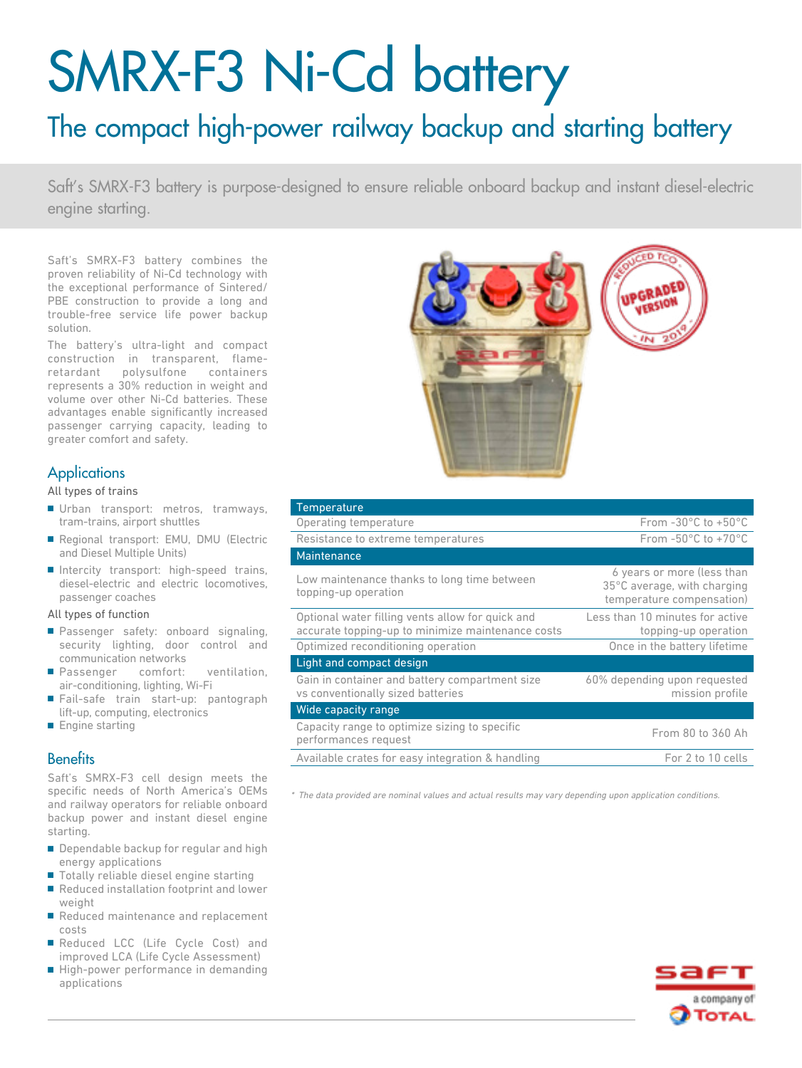# SMRX-F3 Ni-Cd battery

## The compact high-power railway backup and starting battery

Saft's SMRX-F3 battery is purpose-designed to ensure reliable onboard backup and instant diesel-electric engine starting.

Saft's SMRX-F3 battery combines the proven reliability of Ni-Cd technology with the exceptional performance of Sintered/PBE construction to provide a long and trouble-free service life power backup solution.

The battery's ultra-light and compact construction in transparent, flame-retardant polysulfone containers represents a 30% reduction in weight and volume over other Ni-Cd batteries. These advantages enable significantly increased passenger carrying capacity, leading to greater comfort and safety.

## Applications

All types of trains

- Urban transport: metros, tramways, tram-trains, airport shuttles
- Regional transport: EMU, DMU (Electric and Diesel Multiple Units)
- Intercity transport: high-speed trains, diesel-electric and electric locomotives, passenger coaches

All types of function

- Passenger safety: onboard signaling, security lighting, door control and communication networks
- Passenger comfort: ventilation, air-conditioning, lighting, Wi-Fi
- Fail-safe train start-up: pantograph lift-up, computing, electronics
- Engine starting

## Benefits

Saft's SMRX-F3 cell design meets the specific needs of North America's OEMs and railway operators for reliable onboard backup power and instant diesel engine starting.

- Dependable backup for regular and high energy applications
- Totally reliable diesel engine starting
- Reduced installation footprint and lower weight
- Reduced maintenance and replacement costs
- Reduced LCC (Life Cycle Cost) and improved LCA (Life Cycle Assessment)
- High-power performance in demanding applications

| Temperature | |
|---|---|
| Operating temperature | From -30°C to +50°C |
| Resistance to extreme temperatures | From -50°C to +70°C |
| **Maintenance** | |
| Low maintenance thanks to long time between topping-up operation | 6 years or more (less than 35°C average, with charging temperature compensation) |
| Optional water filling vents allow for quick and accurate topping-up to minimize maintenance costs | Less than 10 minutes for active topping-up operation |
| Optimized reconditioning operation | Once in the battery lifetime |
| **Light and compact design** | |
| Gain in container and battery compartment size vs conventionally sized batteries | 60% depending upon requested mission profile |
| **Wide capacity range** | |
| Capacity range to optimize sizing to specific performances request | From 80 to 360 Ah |
| Available crates for easy integration & handling | For 2 to 10 cells |

*\* The data provided are nominal values and actual results may vary depending upon application conditions.*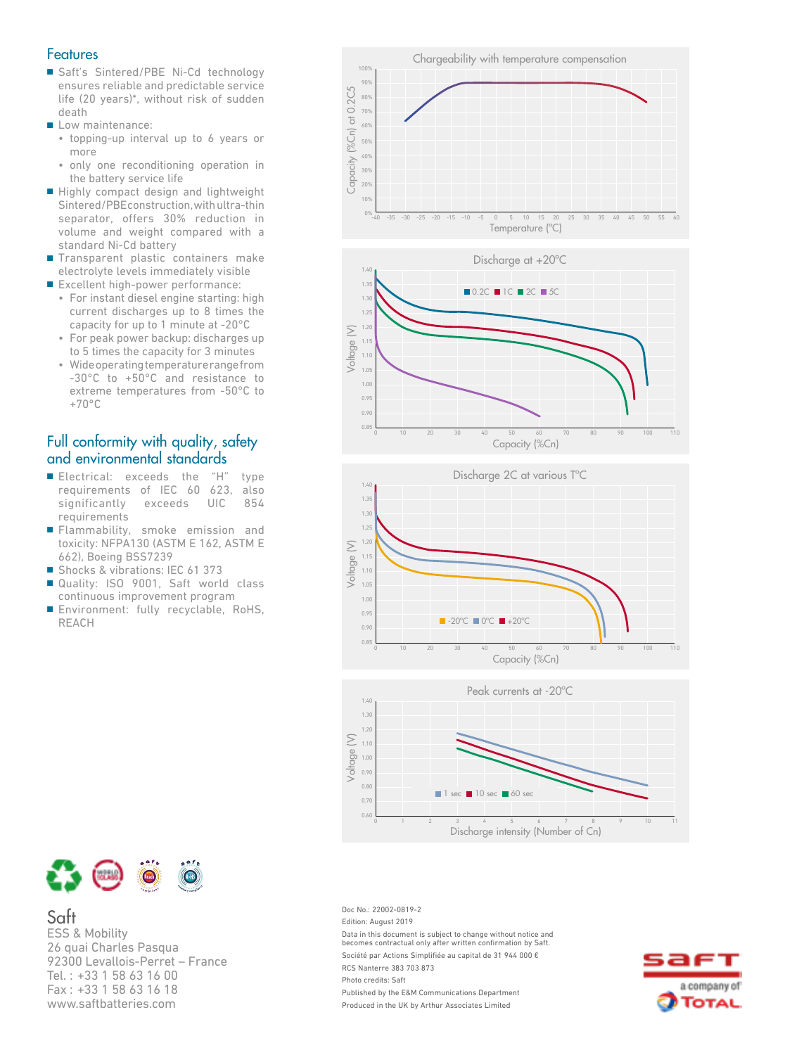## Features

- Saft's Sintered/PBE Ni-Cd technology ensures reliable and predictable service life (20 years)*, without risk of sudden death
- Low maintenance:
  - topping-up interval up to 6 years or more
  - only one reconditioning operation in the battery service life
- Highly compact design and lightweight Sintered/PBE construction, with ultra-thin separator, offers 30% reduction in volume and weight compared with a standard Ni-Cd battery
- Transparent plastic containers make electrolyte levels immediately visible
- Excellent high-power performance:
  - For instant diesel engine starting: high current discharges up to 8 times the capacity for up to 1 minute at -20°C
  - For peak power backup: discharges up to 5 times the capacity for 3 minutes
  - Wide operating temperature range from -30°C to +50°C and resistance to extreme temperatures from -50°C to +70°C

## Full conformity with quality, safety and environmental standards

- Electrical: exceeds the "H" type requirements of IEC 60 623, also significantly exceeds UIC 854 requirements
- Flammability, smoke emission and toxicity: NFPA130 (ASTM E 162, ASTM E 662), Boeing BSS7239
- Shocks & vibrations: IEC 61 373
- Quality: ISO 9001, Saft world class continuous improvement program
- Environment: fully recyclable, RoHS, REACH

Chargeability with temperature compensation

Capacity (%Cn) at 0.2C5

Temperature (°C)

Discharge at +20°C

0.2C 1C 2C 5C

Voltage (V)

Capacity (%Cn)

Discharge 2C at various T°C

-20°C 0°C +20°C

Voltage (V)

Capacity (%Cn)

Peak currents at -20°C

1 sec 10 sec 60 sec

Voltage (V)

Discharge intensity (Number of Cn)

Saft
ESS & Mobility
26 quai Charles Pasqua
92300 Levallois-Perret – France
Tel. : +33 1 58 63 16 00
Fax : +33 1 58 63 16 18
www.saftbatteries.com

Doc No.: 22002-0819-2
Edition: August 2019
Data in this document is subject to change without notice and becomes contractual only after written confirmation by Saft.
Société par Actions Simplifiée au capital de 31 944 000 €
RCS Nanterre 383 703 873
Photo credits: Saft
Published by the E&M Communications Department
Produced in the UK by Arthur Associates Limited

saft
a company of TOTAL